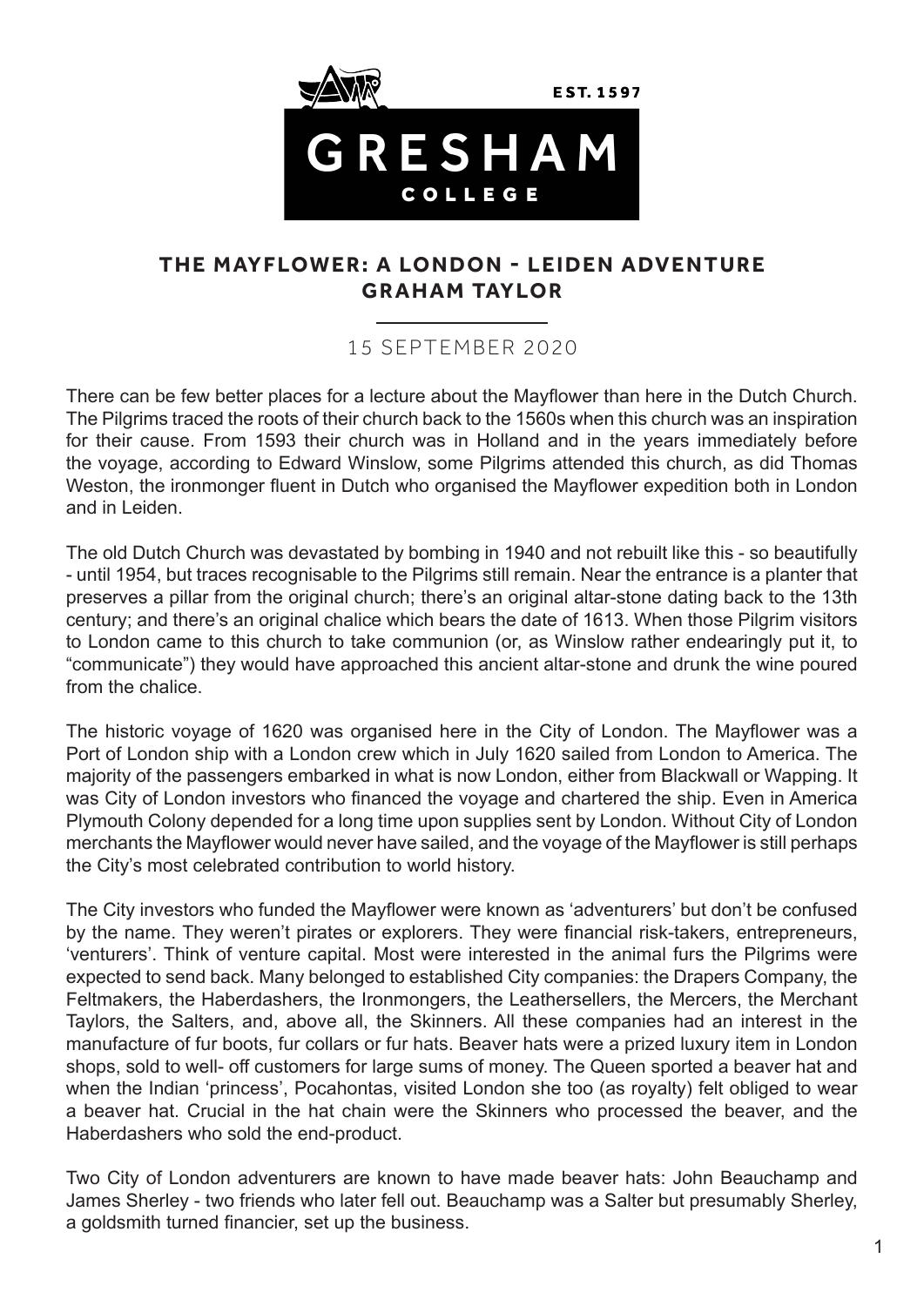# THE MAYFLOWER: A LONDON - LEIDEN ADVENTURE
## GRAHAM TAYLOR

15 SEPTEMBER 2020

There can be few better places for a lecture about the Mayflower than here in the Dutch Church. The Pilgrims traced the roots of their church back to the 1560s when this church was an inspiration for their cause. From 1593 their church was in Holland and in the years immediately before the voyage, according to Edward Winslow, some Pilgrims attended this church, as did Thomas Weston, the ironmonger fluent in Dutch who organised the Mayflower expedition both in London and in Leiden.

The old Dutch Church was devastated by bombing in 1940 and not rebuilt like this - so beautifully - until 1954, but traces recognisable to the Pilgrims still remain. Near the entrance is a planter that preserves a pillar from the original church; there's an original altar-stone dating back to the 13th century; and there's an original chalice which bears the date of 1613. When those Pilgrim visitors to London came to this church to take communion (or, as Winslow rather endearingly put it, to "communicate") they would have approached this ancient altar-stone and drunk the wine poured from the chalice.

The historic voyage of 1620 was organised here in the City of London. The Mayflower was a Port of London ship with a London crew which in July 1620 sailed from London to America. The majority of the passengers embarked in what is now London, either from Blackwall or Wapping. It was City of London investors who financed the voyage and chartered the ship. Even in America Plymouth Colony depended for a long time upon supplies sent by London. Without City of London merchants the Mayflower would never have sailed, and the voyage of the Mayflower is still perhaps the City's most celebrated contribution to world history.

The City investors who funded the Mayflower were known as 'adventurers' but don't be confused by the name. They weren't pirates or explorers. They were financial risk-takers, entrepreneurs, 'venturers'. Think of venture capital. Most were interested in the animal furs the Pilgrims were expected to send back. Many belonged to established City companies: the Drapers Company, the Feltmakers, the Haberdashers, the Ironmongers, the Leathersellers, the Mercers, the Merchant Taylors, the Salters, and, above all, the Skinners. All these companies had an interest in the manufacture of fur boots, fur collars or fur hats. Beaver hats were a prized luxury item in London shops, sold to well- off customers for large sums of money. The Queen sported a beaver hat and when the Indian 'princess', Pocahontas, visited London she too (as royalty) felt obliged to wear a beaver hat. Crucial in the hat chain were the Skinners who processed the beaver, and the Haberdashers who sold the end-product.

Two City of London adventurers are known to have made beaver hats: John Beauchamp and James Sherley - two friends who later fell out. Beauchamp was a Salter but presumably Sherley, a goldsmith turned financier, set up the business.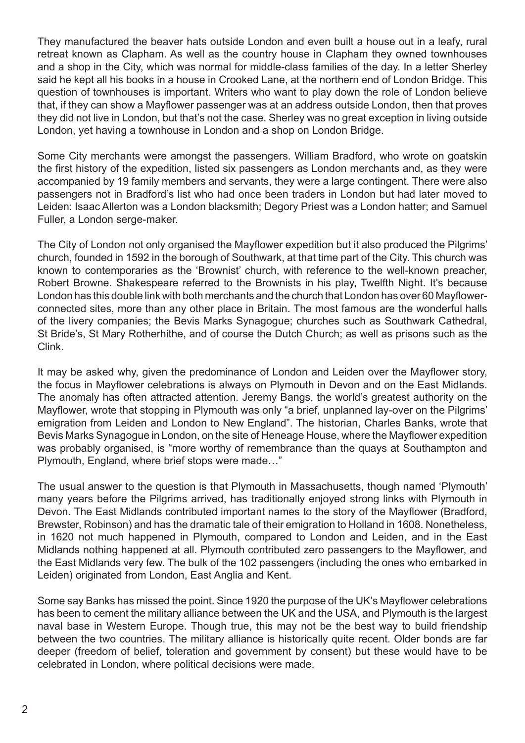They manufactured the beaver hats outside London and even built a house out in a leafy, rural retreat known as Clapham. As well as the country house in Clapham they owned townhouses and a shop in the City, which was normal for middle-class families of the day. In a letter Sherley said he kept all his books in a house in Crooked Lane, at the northern end of London Bridge. This question of townhouses is important. Writers who want to play down the role of London believe that, if they can show a Mayflower passenger was at an address outside London, then that proves they did not live in London, but that's not the case. Sherley was no great exception in living outside London, yet having a townhouse in London and a shop on London Bridge.

Some City merchants were amongst the passengers. William Bradford, who wrote on goatskin the first history of the expedition, listed six passengers as London merchants and, as they were accompanied by 19 family members and servants, they were a large contingent. There were also passengers not in Bradford's list who had once been traders in London but had later moved to Leiden: Isaac Allerton was a London blacksmith; Degory Priest was a London hatter; and Samuel Fuller, a London serge-maker.

The City of London not only organised the Mayflower expedition but it also produced the Pilgrims' church, founded in 1592 in the borough of Southwark, at that time part of the City. This church was known to contemporaries as the 'Brownist' church, with reference to the well-known preacher, Robert Browne. Shakespeare referred to the Brownists in his play, Twelfth Night. It's because London has this double link with both merchants and the church that London has over 60 Mayflower-connected sites, more than any other place in Britain. The most famous are the wonderful halls of the livery companies; the Bevis Marks Synagogue; churches such as Southwark Cathedral, St Bride's, St Mary Rotherhithe, and of course the Dutch Church; as well as prisons such as the Clink.

It may be asked why, given the predominance of London and Leiden over the Mayflower story, the focus in Mayflower celebrations is always on Plymouth in Devon and on the East Midlands. The anomaly has often attracted attention. Jeremy Bangs, the world's greatest authority on the Mayflower, wrote that stopping in Plymouth was only "a brief, unplanned lay-over on the Pilgrims' emigration from Leiden and London to New England". The historian, Charles Banks, wrote that Bevis Marks Synagogue in London, on the site of Heneage House, where the Mayflower expedition was probably organised, is "more worthy of remembrance than the quays at Southampton and Plymouth, England, where brief stops were made…"

The usual answer to the question is that Plymouth in Massachusetts, though named 'Plymouth' many years before the Pilgrims arrived, has traditionally enjoyed strong links with Plymouth in Devon. The East Midlands contributed important names to the story of the Mayflower (Bradford, Brewster, Robinson) and has the dramatic tale of their emigration to Holland in 1608. Nonetheless, in 1620 not much happened in Plymouth, compared to London and Leiden, and in the East Midlands nothing happened at all. Plymouth contributed zero passengers to the Mayflower, and the East Midlands very few. The bulk of the 102 passengers (including the ones who embarked in Leiden) originated from London, East Anglia and Kent.

Some say Banks has missed the point. Since 1920 the purpose of the UK's Mayflower celebrations has been to cement the military alliance between the UK and the USA, and Plymouth is the largest naval base in Western Europe. Though true, this may not be the best way to build friendship between the two countries. The military alliance is historically quite recent. Older bonds are far deeper (freedom of belief, toleration and government by consent) but these would have to be celebrated in London, where political decisions were made.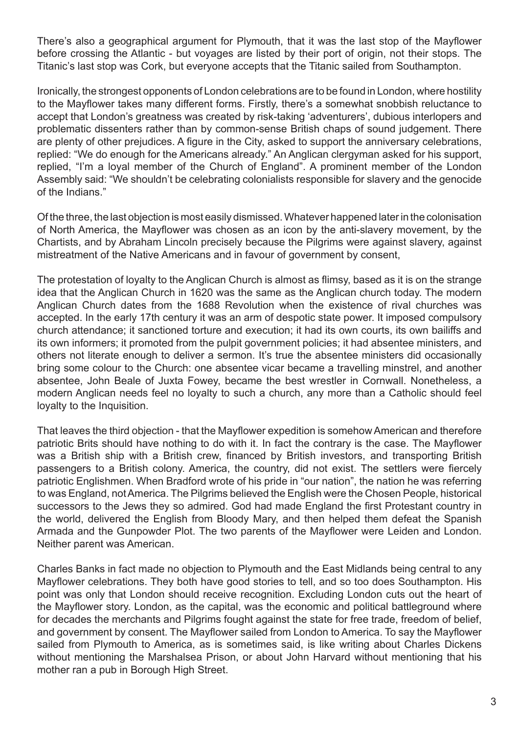There's also a geographical argument for Plymouth, that it was the last stop of the Mayflower before crossing the Atlantic - but voyages are listed by their port of origin, not their stops. The Titanic's last stop was Cork, but everyone accepts that the Titanic sailed from Southampton.

Ironically, the strongest opponents of London celebrations are to be found in London, where hostility to the Mayflower takes many different forms. Firstly, there's a somewhat snobbish reluctance to accept that London's greatness was created by risk-taking 'adventurers', dubious interlopers and problematic dissenters rather than by common-sense British chaps of sound judgement. There are plenty of other prejudices. A figure in the City, asked to support the anniversary celebrations, replied: "We do enough for the Americans already." An Anglican clergyman asked for his support, replied, "I'm a loyal member of the Church of England". A prominent member of the London Assembly said: "We shouldn't be celebrating colonialists responsible for slavery and the genocide of the Indians."

Of the three, the last objection is most easily dismissed. Whatever happened later in the colonisation of North America, the Mayflower was chosen as an icon by the anti-slavery movement, by the Chartists, and by Abraham Lincoln precisely because the Pilgrims were against slavery, against mistreatment of the Native Americans and in favour of government by consent,

The protestation of loyalty to the Anglican Church is almost as flimsy, based as it is on the strange idea that the Anglican Church in 1620 was the same as the Anglican church today. The modern Anglican Church dates from the 1688 Revolution when the existence of rival churches was accepted. In the early 17th century it was an arm of despotic state power. It imposed compulsory church attendance; it sanctioned torture and execution; it had its own courts, its own bailiffs and its own informers; it promoted from the pulpit government policies; it had absentee ministers, and others not literate enough to deliver a sermon. It's true the absentee ministers did occasionally bring some colour to the Church: one absentee vicar became a travelling minstrel, and another absentee, John Beale of Juxta Fowey, became the best wrestler in Cornwall. Nonetheless, a modern Anglican needs feel no loyalty to such a church, any more than a Catholic should feel loyalty to the Inquisition.

That leaves the third objection - that the Mayflower expedition is somehow American and therefore patriotic Brits should have nothing to do with it. In fact the contrary is the case. The Mayflower was a British ship with a British crew, financed by British investors, and transporting British passengers to a British colony. America, the country, did not exist. The settlers were fiercely patriotic Englishmen. When Bradford wrote of his pride in "our nation", the nation he was referring to was England, not America. The Pilgrims believed the English were the Chosen People, historical successors to the Jews they so admired. God had made England the first Protestant country in the world, delivered the English from Bloody Mary, and then helped them defeat the Spanish Armada and the Gunpowder Plot. The two parents of the Mayflower were Leiden and London. Neither parent was American.

Charles Banks in fact made no objection to Plymouth and the East Midlands being central to any Mayflower celebrations. They both have good stories to tell, and so too does Southampton. His point was only that London should receive recognition. Excluding London cuts out the heart of the Mayflower story. London, as the capital, was the economic and political battleground where for decades the merchants and Pilgrims fought against the state for free trade, freedom of belief, and government by consent. The Mayflower sailed from London to America. To say the Mayflower sailed from Plymouth to America, as is sometimes said, is like writing about Charles Dickens without mentioning the Marshalsea Prison, or about John Harvard without mentioning that his mother ran a pub in Borough High Street.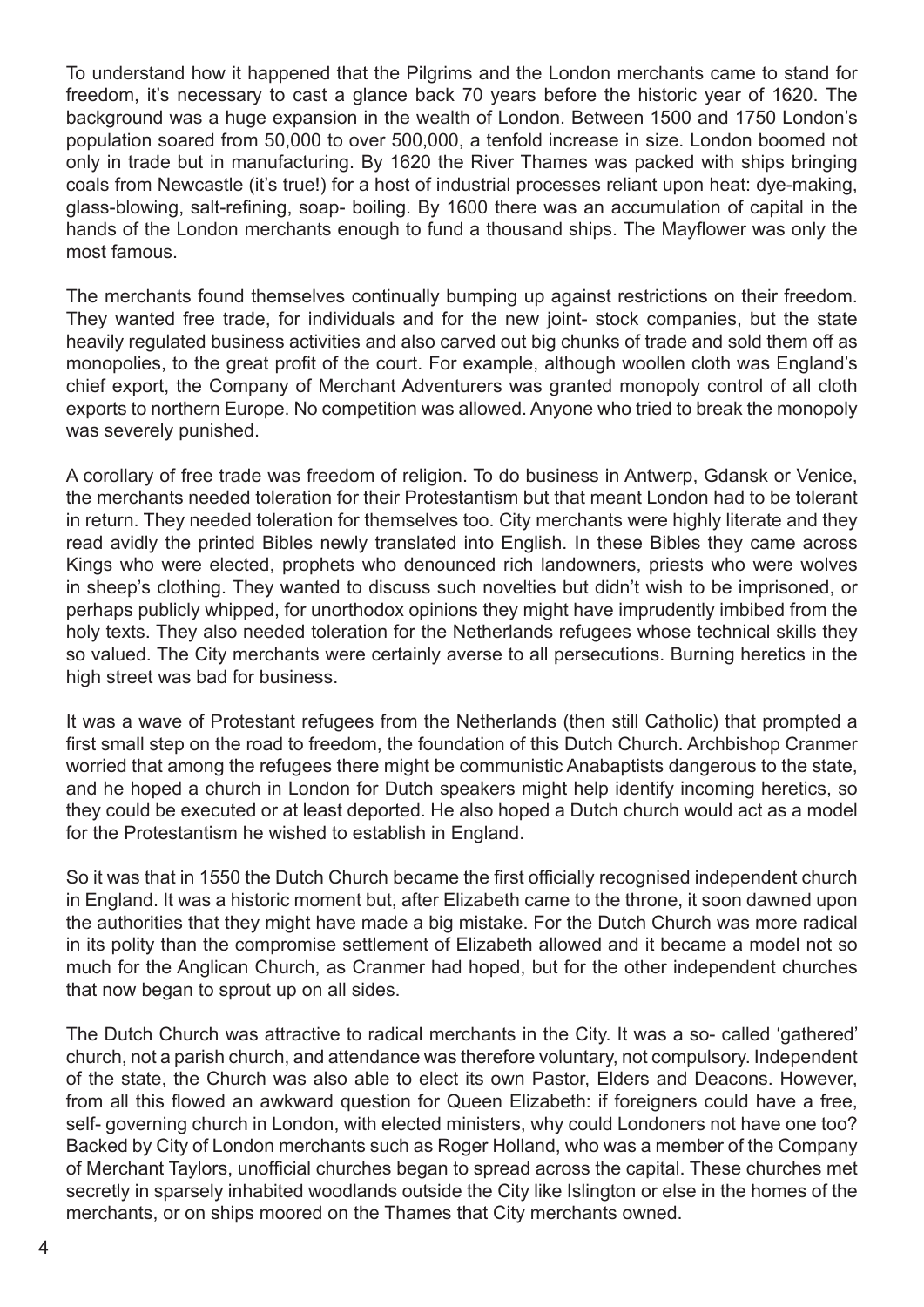To understand how it happened that the Pilgrims and the London merchants came to stand for freedom, it's necessary to cast a glance back 70 years before the historic year of 1620. The background was a huge expansion in the wealth of London. Between 1500 and 1750 London's population soared from 50,000 to over 500,000, a tenfold increase in size. London boomed not only in trade but in manufacturing. By 1620 the River Thames was packed with ships bringing coals from Newcastle (it's true!) for a host of industrial processes reliant upon heat: dye-making, glass-blowing, salt-refining, soap- boiling. By 1600 there was an accumulation of capital in the hands of the London merchants enough to fund a thousand ships. The Mayflower was only the most famous.

The merchants found themselves continually bumping up against restrictions on their freedom. They wanted free trade, for individuals and for the new joint- stock companies, but the state heavily regulated business activities and also carved out big chunks of trade and sold them off as monopolies, to the great profit of the court. For example, although woollen cloth was England's chief export, the Company of Merchant Adventurers was granted monopoly control of all cloth exports to northern Europe. No competition was allowed. Anyone who tried to break the monopoly was severely punished.

A corollary of free trade was freedom of religion. To do business in Antwerp, Gdansk or Venice, the merchants needed toleration for their Protestantism but that meant London had to be tolerant in return. They needed toleration for themselves too. City merchants were highly literate and they read avidly the printed Bibles newly translated into English. In these Bibles they came across Kings who were elected, prophets who denounced rich landowners, priests who were wolves in sheep's clothing. They wanted to discuss such novelties but didn't wish to be imprisoned, or perhaps publicly whipped, for unorthodox opinions they might have imprudently imbibed from the holy texts. They also needed toleration for the Netherlands refugees whose technical skills they so valued. The City merchants were certainly averse to all persecutions. Burning heretics in the high street was bad for business.

It was a wave of Protestant refugees from the Netherlands (then still Catholic) that prompted a first small step on the road to freedom, the foundation of this Dutch Church. Archbishop Cranmer worried that among the refugees there might be communistic Anabaptists dangerous to the state, and he hoped a church in London for Dutch speakers might help identify incoming heretics, so they could be executed or at least deported. He also hoped a Dutch church would act as a model for the Protestantism he wished to establish in England.

So it was that in 1550 the Dutch Church became the first officially recognised independent church in England. It was a historic moment but, after Elizabeth came to the throne, it soon dawned upon the authorities that they might have made a big mistake. For the Dutch Church was more radical in its polity than the compromise settlement of Elizabeth allowed and it became a model not so much for the Anglican Church, as Cranmer had hoped, but for the other independent churches that now began to sprout up on all sides.

The Dutch Church was attractive to radical merchants in the City. It was a so- called 'gathered' church, not a parish church, and attendance was therefore voluntary, not compulsory. Independent of the state, the Church was also able to elect its own Pastor, Elders and Deacons. However, from all this flowed an awkward question for Queen Elizabeth: if foreigners could have a free, self- governing church in London, with elected ministers, why could Londoners not have one too? Backed by City of London merchants such as Roger Holland, who was a member of the Company of Merchant Taylors, unofficial churches began to spread across the capital. These churches met secretly in sparsely inhabited woodlands outside the City like Islington or else in the homes of the merchants, or on ships moored on the Thames that City merchants owned.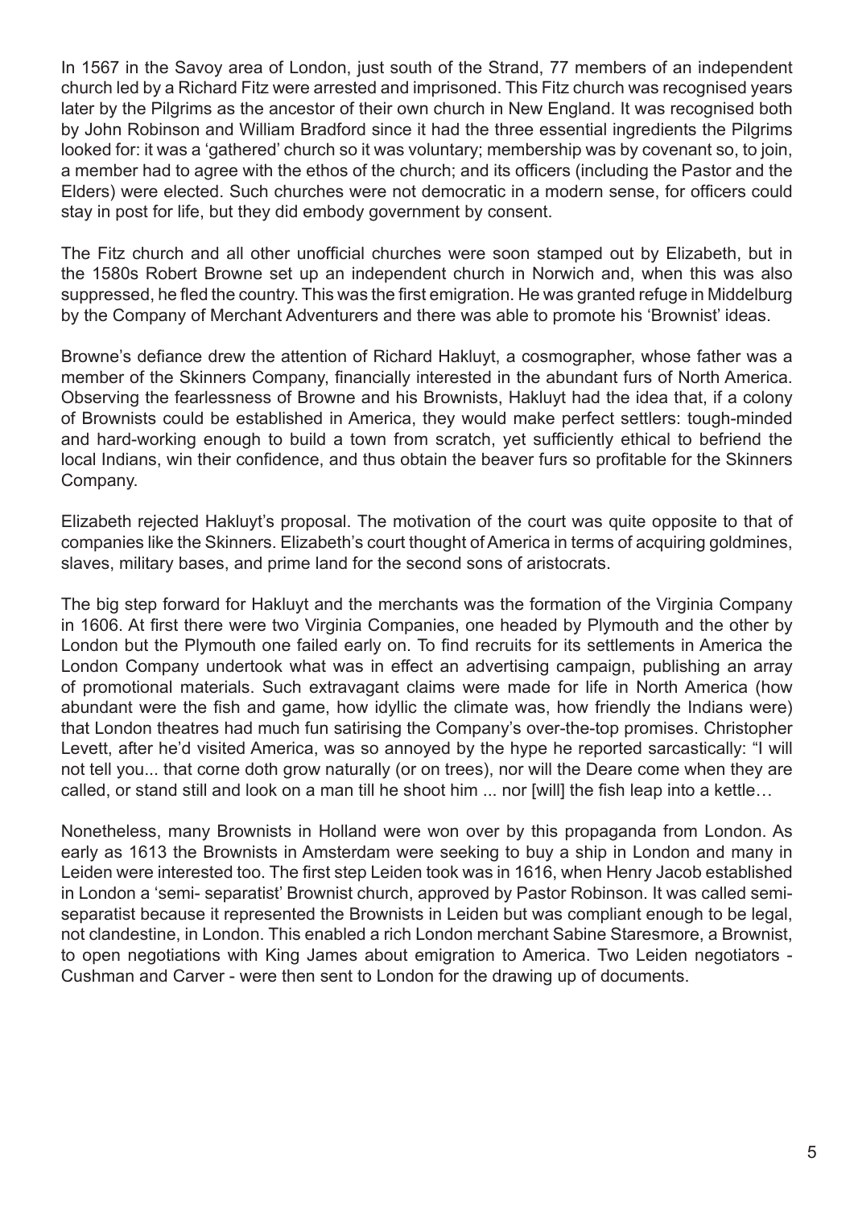In 1567 in the Savoy area of London, just south of the Strand, 77 members of an independent church led by a Richard Fitz were arrested and imprisoned. This Fitz church was recognised years later by the Pilgrims as the ancestor of their own church in New England. It was recognised both by John Robinson and William Bradford since it had the three essential ingredients the Pilgrims looked for: it was a 'gathered' church so it was voluntary; membership was by covenant so, to join, a member had to agree with the ethos of the church; and its officers (including the Pastor and the Elders) were elected. Such churches were not democratic in a modern sense, for officers could stay in post for life, but they did embody government by consent.

The Fitz church and all other unofficial churches were soon stamped out by Elizabeth, but in the 1580s Robert Browne set up an independent church in Norwich and, when this was also suppressed, he fled the country. This was the first emigration. He was granted refuge in Middelburg by the Company of Merchant Adventurers and there was able to promote his 'Brownist' ideas.

Browne's defiance drew the attention of Richard Hakluyt, a cosmographer, whose father was a member of the Skinners Company, financially interested in the abundant furs of North America. Observing the fearlessness of Browne and his Brownists, Hakluyt had the idea that, if a colony of Brownists could be established in America, they would make perfect settlers: tough-minded and hard-working enough to build a town from scratch, yet sufficiently ethical to befriend the local Indians, win their confidence, and thus obtain the beaver furs so profitable for the Skinners Company.

Elizabeth rejected Hakluyt's proposal. The motivation of the court was quite opposite to that of companies like the Skinners. Elizabeth's court thought of America in terms of acquiring goldmines, slaves, military bases, and prime land for the second sons of aristocrats.

The big step forward for Hakluyt and the merchants was the formation of the Virginia Company in 1606. At first there were two Virginia Companies, one headed by Plymouth and the other by London but the Plymouth one failed early on. To find recruits for its settlements in America the London Company undertook what was in effect an advertising campaign, publishing an array of promotional materials. Such extravagant claims were made for life in North America (how abundant were the fish and game, how idyllic the climate was, how friendly the Indians were) that London theatres had much fun satirising the Company's over-the-top promises. Christopher Levett, after he'd visited America, was so annoyed by the hype he reported sarcastically: "I will not tell you... that corne doth grow naturally (or on trees), nor will the Deare come when they are called, or stand still and look on a man till he shoot him ... nor [will] the fish leap into a kettle…

Nonetheless, many Brownists in Holland were won over by this propaganda from London. As early as 1613 the Brownists in Amsterdam were seeking to buy a ship in London and many in Leiden were interested too. The first step Leiden took was in 1616, when Henry Jacob established in London a 'semi- separatist' Brownist church, approved by Pastor Robinson. It was called semi-separatist because it represented the Brownists in Leiden but was compliant enough to be legal, not clandestine, in London. This enabled a rich London merchant Sabine Staresmore, a Brownist, to open negotiations with King James about emigration to America. Two Leiden negotiators - Cushman and Carver - were then sent to London for the drawing up of documents.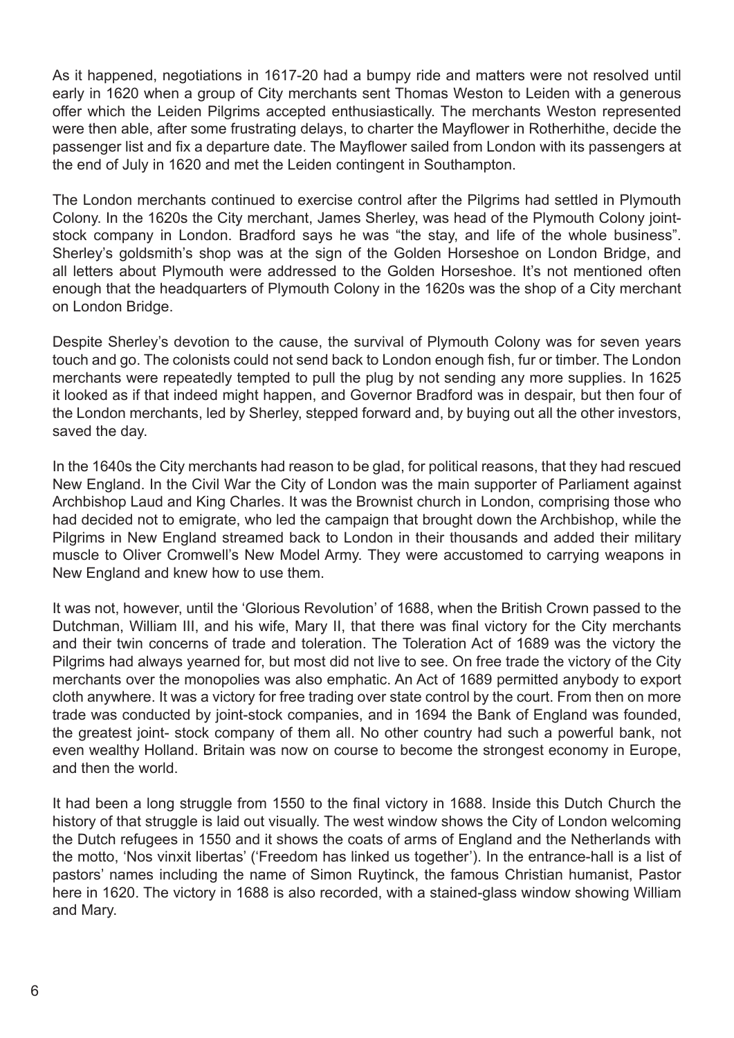As it happened, negotiations in 1617-20 had a bumpy ride and matters were not resolved until early in 1620 when a group of City merchants sent Thomas Weston to Leiden with a generous offer which the Leiden Pilgrims accepted enthusiastically. The merchants Weston represented were then able, after some frustrating delays, to charter the Mayflower in Rotherhithe, decide the passenger list and fix a departure date. The Mayflower sailed from London with its passengers at the end of July in 1620 and met the Leiden contingent in Southampton.

The London merchants continued to exercise control after the Pilgrims had settled in Plymouth Colony. In the 1620s the City merchant, James Sherley, was head of the Plymouth Colony joint-stock company in London. Bradford says he was "the stay, and life of the whole business". Sherley's goldsmith's shop was at the sign of the Golden Horseshoe on London Bridge, and all letters about Plymouth were addressed to the Golden Horseshoe. It's not mentioned often enough that the headquarters of Plymouth Colony in the 1620s was the shop of a City merchant on London Bridge.

Despite Sherley's devotion to the cause, the survival of Plymouth Colony was for seven years touch and go. The colonists could not send back to London enough fish, fur or timber. The London merchants were repeatedly tempted to pull the plug by not sending any more supplies. In 1625 it looked as if that indeed might happen, and Governor Bradford was in despair, but then four of the London merchants, led by Sherley, stepped forward and, by buying out all the other investors, saved the day.

In the 1640s the City merchants had reason to be glad, for political reasons, that they had rescued New England. In the Civil War the City of London was the main supporter of Parliament against Archbishop Laud and King Charles. It was the Brownist church in London, comprising those who had decided not to emigrate, who led the campaign that brought down the Archbishop, while the Pilgrims in New England streamed back to London in their thousands and added their military muscle to Oliver Cromwell's New Model Army. They were accustomed to carrying weapons in New England and knew how to use them.

It was not, however, until the 'Glorious Revolution' of 1688, when the British Crown passed to the Dutchman, William III, and his wife, Mary II, that there was final victory for the City merchants and their twin concerns of trade and toleration. The Toleration Act of 1689 was the victory the Pilgrims had always yearned for, but most did not live to see. On free trade the victory of the City merchants over the monopolies was also emphatic. An Act of 1689 permitted anybody to export cloth anywhere. It was a victory for free trading over state control by the court. From then on more trade was conducted by joint-stock companies, and in 1694 the Bank of England was founded, the greatest joint- stock company of them all. No other country had such a powerful bank, not even wealthy Holland. Britain was now on course to become the strongest economy in Europe, and then the world.

It had been a long struggle from 1550 to the final victory in 1688. Inside this Dutch Church the history of that struggle is laid out visually. The west window shows the City of London welcoming the Dutch refugees in 1550 and it shows the coats of arms of England and the Netherlands with the motto, 'Nos vinxit libertas' ('Freedom has linked us together'). In the entrance-hall is a list of pastors' names including the name of Simon Ruytinck, the famous Christian humanist, Pastor here in 1620. The victory in 1688 is also recorded, with a stained-glass window showing William and Mary.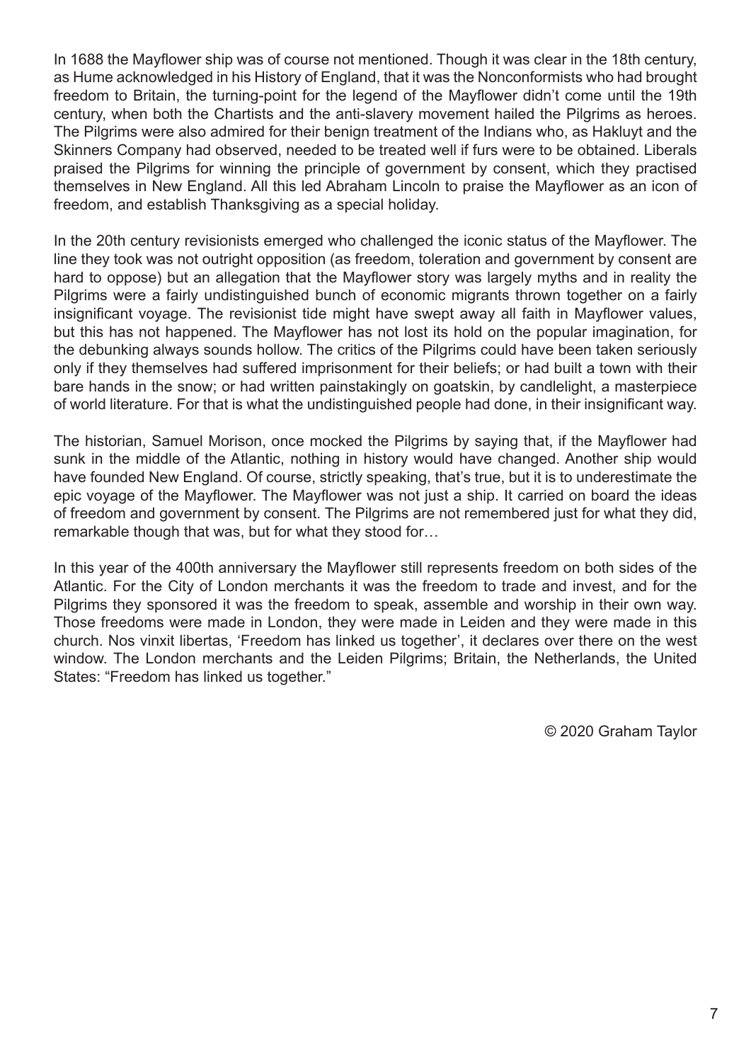In 1688 the Mayflower ship was of course not mentioned. Though it was clear in the 18th century, as Hume acknowledged in his History of England, that it was the Nonconformists who had brought freedom to Britain, the turning-point for the legend of the Mayflower didn't come until the 19th century, when both the Chartists and the anti-slavery movement hailed the Pilgrims as heroes. The Pilgrims were also admired for their benign treatment of the Indians who, as Hakluyt and the Skinners Company had observed, needed to be treated well if furs were to be obtained. Liberals praised the Pilgrims for winning the principle of government by consent, which they practised themselves in New England. All this led Abraham Lincoln to praise the Mayflower as an icon of freedom, and establish Thanksgiving as a special holiday.

In the 20th century revisionists emerged who challenged the iconic status of the Mayflower. The line they took was not outright opposition (as freedom, toleration and government by consent are hard to oppose) but an allegation that the Mayflower story was largely myths and in reality the Pilgrims were a fairly undistinguished bunch of economic migrants thrown together on a fairly insignificant voyage. The revisionist tide might have swept away all faith in Mayflower values, but this has not happened. The Mayflower has not lost its hold on the popular imagination, for the debunking always sounds hollow. The critics of the Pilgrims could have been taken seriously only if they themselves had suffered imprisonment for their beliefs; or had built a town with their bare hands in the snow; or had written painstakingly on goatskin, by candlelight, a masterpiece of world literature. For that is what the undistinguished people had done, in their insignificant way.

The historian, Samuel Morison, once mocked the Pilgrims by saying that, if the Mayflower had sunk in the middle of the Atlantic, nothing in history would have changed. Another ship would have founded New England. Of course, strictly speaking, that's true, but it is to underestimate the epic voyage of the Mayflower. The Mayflower was not just a ship. It carried on board the ideas of freedom and government by consent. The Pilgrims are not remembered just for what they did, remarkable though that was, but for what they stood for…

In this year of the 400th anniversary the Mayflower still represents freedom on both sides of the Atlantic. For the City of London merchants it was the freedom to trade and invest, and for the Pilgrims they sponsored it was the freedom to speak, assemble and worship in their own way. Those freedoms were made in London, they were made in Leiden and they were made in this church. Nos vinxit libertas, 'Freedom has linked us together', it declares over there on the west window. The London merchants and the Leiden Pilgrims; Britain, the Netherlands, the United States: "Freedom has linked us together."

© 2020 Graham Taylor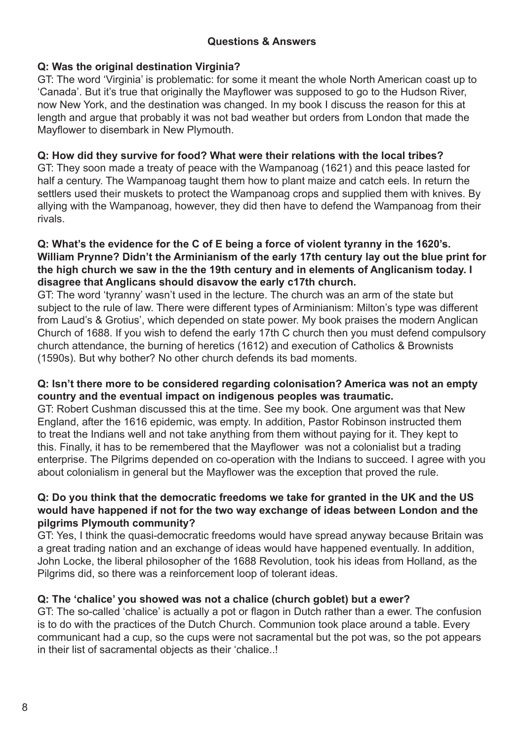## Questions & Answers

**Q: Was the original destination Virginia?**

GT: The word 'Virginia' is problematic: for some it meant the whole North American coast up to 'Canada'. But it's true that originally the Mayflower was supposed to go to the Hudson River, now New York, and the destination was changed. In my book I discuss the reason for this at length and argue that probably it was not bad weather but orders from London that made the Mayflower to disembark in New Plymouth.

**Q: How did they survive for food? What were their relations with the local tribes?**

GT: They soon made a treaty of peace with the Wampanoag (1621) and this peace lasted for half a century. The Wampanoag taught them how to plant maize and catch eels. In return the settlers used their muskets to protect the Wampanoag crops and supplied them with knives. By allying with the Wampanoag, however, they did then have to defend the Wampanoag from their rivals.

**Q: What's the evidence for the C of E being a force of violent tyranny in the 1620's. William Prynne? Didn't the Arminianism of the early 17th century lay out the blue print for the high church we saw in the the 19th century and in elements of Anglicanism today. I disagree that Anglicans should disavow the early c17th church.**

GT: The word 'tyranny' wasn't used in the lecture. The church was an arm of the state but subject to the rule of law. There were different types of Arminianism: Milton's type was different from Laud's & Grotius', which depended on state power. My book praises the modern Anglican Church of 1688. If you wish to defend the early 17th C church then you must defend compulsory church attendance, the burning of heretics (1612) and execution of Catholics & Brownists (1590s). But why bother? No other church defends its bad moments.

**Q: Isn't there more to be considered regarding colonisation? America was not an empty country and the eventual impact on indigenous peoples was traumatic.**

GT: Robert Cushman discussed this at the time. See my book. One argument was that New England, after the 1616 epidemic, was empty. In addition, Pastor Robinson instructed them to treat the Indians well and not take anything from them without paying for it. They kept to this. Finally, it has to be remembered that the Mayflower was not a colonialist but a trading enterprise. The Pilgrims depended on co-operation with the Indians to succeed. I agree with you about colonialism in general but the Mayflower was the exception that proved the rule.

**Q: Do you think that the democratic freedoms we take for granted in the UK and the US would have happened if not for the two way exchange of ideas between London and the pilgrims Plymouth community?**

GT: Yes, I think the quasi-democratic freedoms would have spread anyway because Britain was a great trading nation and an exchange of ideas would have happened eventually. In addition, John Locke, the liberal philosopher of the 1688 Revolution, took his ideas from Holland, as the Pilgrims did, so there was a reinforcement loop of tolerant ideas.

**Q: The 'chalice' you showed was not a chalice (church goblet) but a ewer?**

GT: The so-called 'chalice' is actually a pot or flagon in Dutch rather than a ewer. The confusion is to do with the practices of the Dutch Church. Communion took place around a table. Every communicant had a cup, so the cups were not sacramental but the pot was, so the pot appears in their list of sacramental objects as their 'chalice..!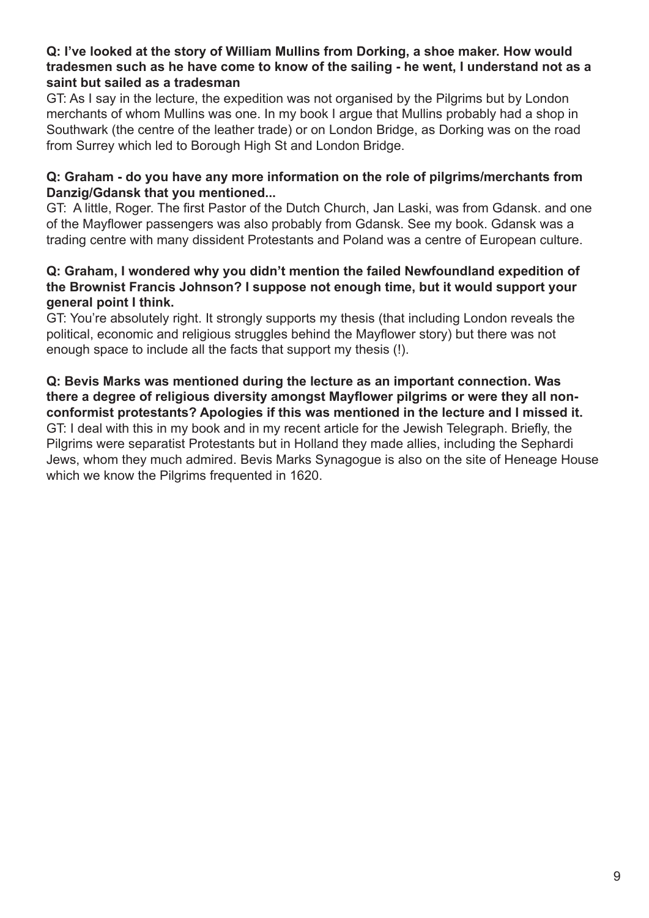**Q: I've looked at the story of William Mullins from Dorking, a shoe maker. How would tradesmen such as he have come to know of the sailing - he went, I understand not as a saint but sailed as a tradesman**

GT: As I say in the lecture, the expedition was not organised by the Pilgrims but by London merchants of whom Mullins was one. In my book I argue that Mullins probably had a shop in Southwark (the centre of the leather trade) or on London Bridge, as Dorking was on the road from Surrey which led to Borough High St and London Bridge.

**Q: Graham - do you have any more information on the role of pilgrims/merchants from Danzig/Gdansk that you mentioned...**

GT: A little, Roger. The first Pastor of the Dutch Church, Jan Laski, was from Gdansk. and one of the Mayflower passengers was also probably from Gdansk. See my book. Gdansk was a trading centre with many dissident Protestants and Poland was a centre of European culture.

**Q: Graham, I wondered why you didn't mention the failed Newfoundland expedition of the Brownist Francis Johnson? I suppose not enough time, but it would support your general point I think.**

GT: You're absolutely right. It strongly supports my thesis (that including London reveals the political, economic and religious struggles behind the Mayflower story) but there was not enough space to include all the facts that support my thesis (!).

**Q: Bevis Marks was mentioned during the lecture as an important connection. Was there a degree of religious diversity amongst Mayflower pilgrims or were they all non-conformist protestants? Apologies if this was mentioned in the lecture and I missed it.**

GT: I deal with this in my book and in my recent article for the Jewish Telegraph. Briefly, the Pilgrims were separatist Protestants but in Holland they made allies, including the Sephardi Jews, whom they much admired. Bevis Marks Synagogue is also on the site of Heneage House which we know the Pilgrims frequented in 1620.